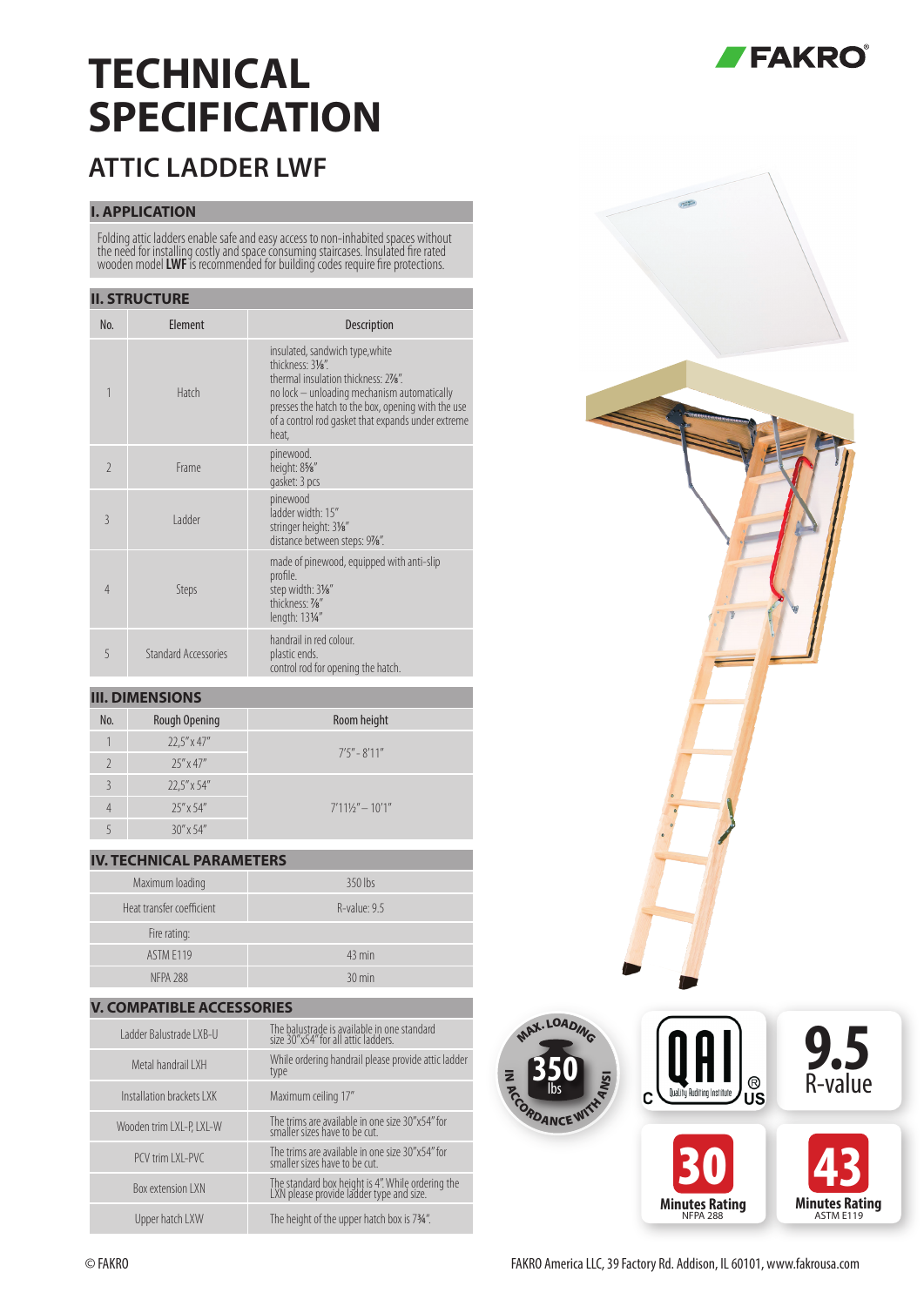# TECHNICAL SPECIFICATION

## ATTIC LADDER LWF

### I. APPLICATION

Folding attic ladders enable safe and easy access to non-inhabited spaces without the need for installing costly and space consuming staircases. Insulated fire rated wooden model **LWF** is recommended for building codes require fire protections.

### II. STRUCTURE

| No. | Element | Description |
|---|---|---|
| 1 | Hatch | insulated, sandwich type,white<br>thickness: 3⅛".<br>thermal insulation thickness: 2⅞".<br>no lock – unloading mechanism automatically presses the hatch to the box, opening with the use of a control rod gasket that expands under extreme heat, |
| 2 | Frame | pinewood.<br>height: 8⅝"<br>gasket: 3 pcs |
| 3 | Ladder | pinewood<br>ladder width: 15"<br>stringer height: 3⅛"<br>distance between steps: 9⅞". |
| 4 | Steps | made of pinewood, equipped with anti-slip profile.<br>step width: 3⅛"<br>thickness: ⅞"<br>length: 13¼" |
| 5 | Standard Accessories | handrail in red colour.<br>plastic ends.<br>control rod for opening the hatch. |

### III. DIMENSIONS

| No. | Rough Opening | Room height |
|---|---|---|
| 1 | 22,5" x 47" | 7'5" - 8'11" |
| 2 | 25" x 47" | |
| 3 | 22,5" x 54" | 7'11½" – 10'1" |
| 4 | 25" x 54" | |
| 5 | 30" x 54" | |

### IV. TECHNICAL PARAMETERS

| | |
|---|---|
| Maximum loading | 350 lbs |
| Heat transfer coefficient | R-value: 9.5 |
| Fire rating: | |
| ASTM E119 | 43 min |
| NFPA 288 | 30 min |

### V. COMPATIBLE ACCESSORIES

| | |
|---|---|
| Ladder Balustrade LXB-U | The balustrade is available in one standard size 30"x54" for all attic ladders. |
| Metal handrail LXH | While ordering handrail please provide attic ladder type |
| Installation brackets LXK | Maximum ceiling 17" |
| Wooden trim LXL-P, LXL-W | The trims are available in one size 30"x54" for smaller sizes have to be cut. |
| PCV trim LXL-PVC | The trims are available in one size 30"x54" for smaller sizes have to be cut. |
| Box extension LXN | The standard box height is 4". While ordering the LXN please provide ladder type and size. |
| Upper hatch LXW | The height of the upper hatch box is 7¾". |

MAX. LOADING 350 lbs IN ACCORDANCE WITH ANSI

C QAI Quality Auditing Institute US

9.5 R-value

30 Minutes Rating NFPA 288

43 Minutes Rating ASTM E119

© FAKRO

FAKRO America LLC, 39 Factory Rd. Addison, IL 60101, www.fakrousa.com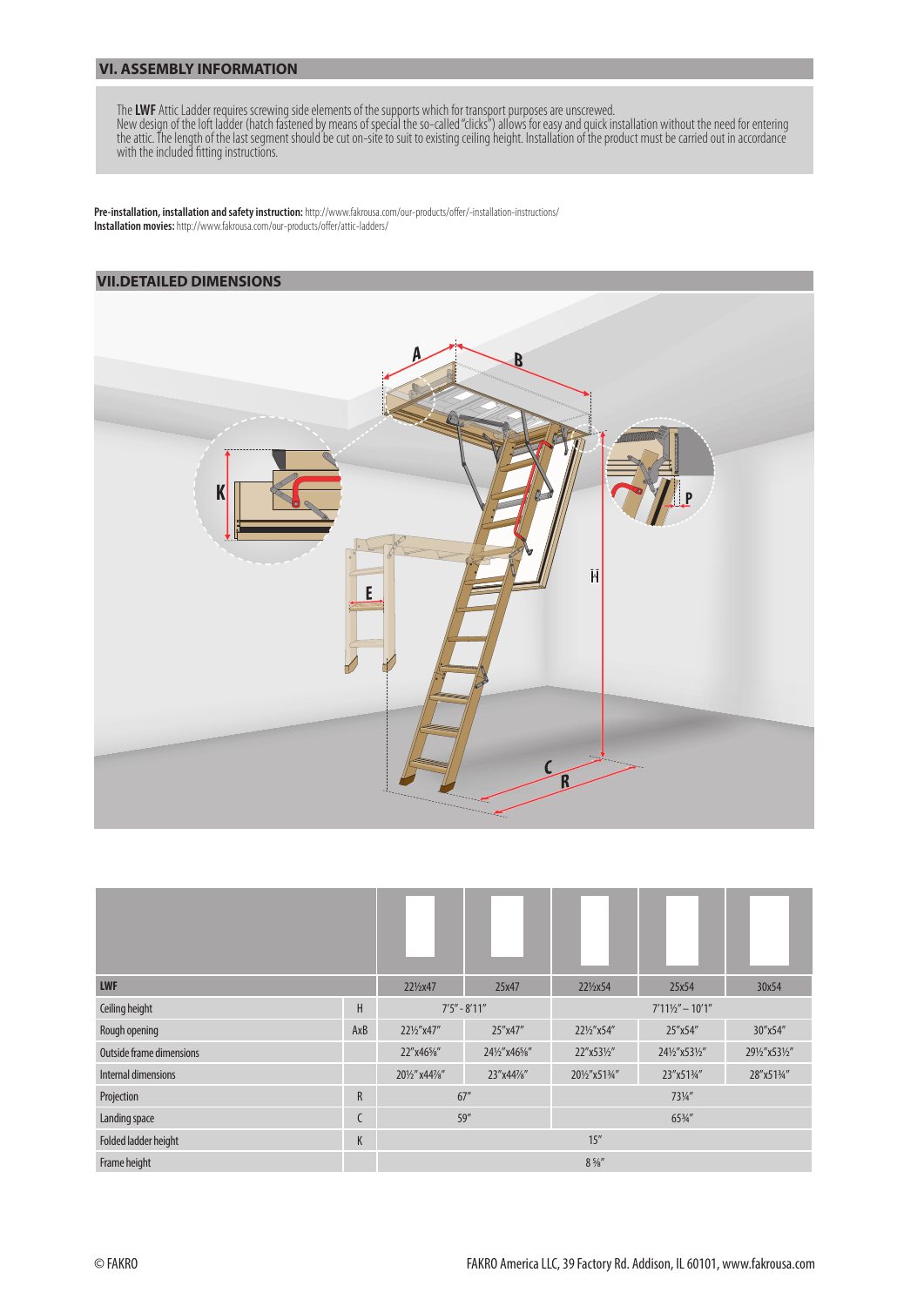## VI. ASSEMBLY INFORMATION

The **LWF** Attic Ladder requires screwing side elements of the supports which for transport purposes are unscrewed.
New design of the loft ladder (hatch fastened by means of special the so-called "clicks") allows for easy and quick installation without the need for entering the attic. The length of the last segment should be cut on-site to suit to existing ceiling height. Installation of the product must be carried out in accordance with the included fitting instructions.

**Pre-installation, installation and safety instruction:** http://www.fakrousa.com/our-products/offer/-installation-instructions/
**Installation movies:** http://www.fakrousa.com/our-products/offer/attic-ladders/

## VII.DETAILED DIMENSIONS

A
B
K
E
H
P
C
R

| LWF | | 22½x47 | 25x47 | 22½x54 | 25x54 | 30x54 |
|---|---|---|---|---|---|---|
| Ceiling height | H | 7'5" - 8'11" | | 7'11½" – 10'1" | | |
| Rough opening | AxB | 22½"x47" | 25"x47" | 22½"x54" | 25"x54" | 30"x54" |
| Outside frame dimensions | | 22"x46⅝" | 24½"x46⅝" | 22"x53½" | 24½"x53½" | 29½"x53½" |
| Internal dimensions | | 20½"x44⅞" | 23"x44⅞" | 20½"x51¾" | 23"x51¾" | 28"x51¾" |
| Projection | R | 67" | | 73¼" | | |
| Landing space | C | 59" | | 65¾" | | |
| Folded ladder height | K | 15" | | | | |
| Frame height | | 8⅝" | | | | |

© FAKRO

FAKRO America LLC, 39 Factory Rd. Addison, IL 60101, www.fakrousa.com